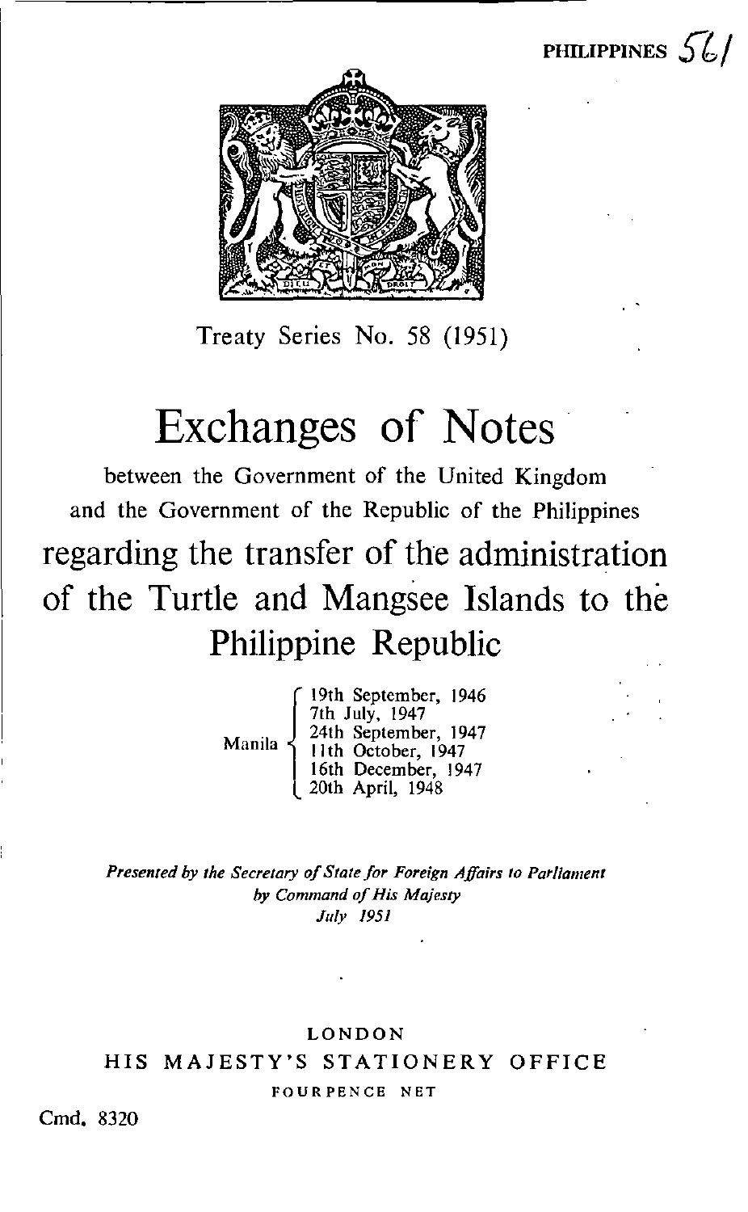PHILIPPINES 56/

Treaty Series No. 58 (1951)

# Exchanges of Notes

between the Government of the United Kingdom and the Government of the Republic of the Philippines

## regarding the transfer of the administration of the Turtle and Mangsee Islands to the Philippine Republic

Manila
- 19th September, 1946
- 7th July, 1947
- 24th September, 1947
- 11th October, 1947
- 16th December, 1947
- 20th April, 1948

*Presented by the Secretary of State for Foreign Affairs to Parliament by Command of His Majesty July 1951*

LONDON
HIS MAJESTY'S STATIONERY OFFICE
FOURPENCE NET

Cmd. 8320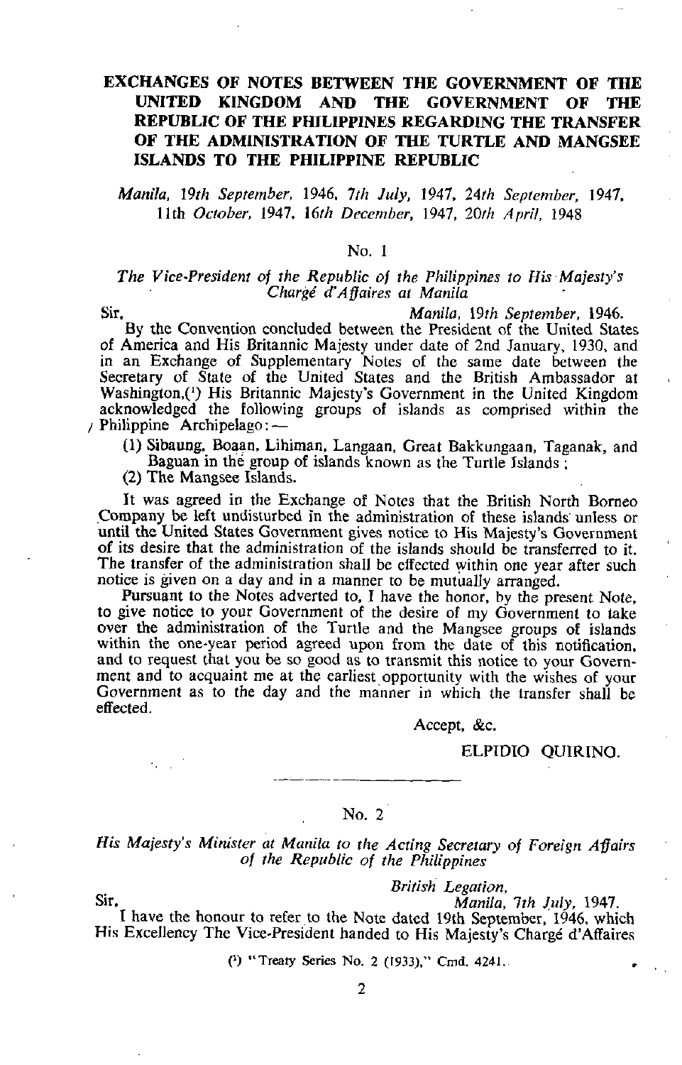# EXCHANGES OF NOTES BETWEEN THE GOVERNMENT OF THE UNITED KINGDOM AND THE GOVERNMENT OF THE REPUBLIC OF THE PHILIPPINES REGARDING THE TRANSFER OF THE ADMINISTRATION OF THE TURTLE AND MANGSEE ISLANDS TO THE PHILIPPINE REPUBLIC

*Manila, 19th September, 1946, 7th July, 1947, 24th September, 1947, 11th October, 1947, 16th December, 1947, 20th April, 1948*

## No. 1

*The Vice-President of the Republic of the Philippines to His Majesty's Chargé d'Affaires at Manila*

Sir, *Manila, 19th September, 1946.*

By the Convention concluded between the President of the United States of America and His Britannic Majesty under date of 2nd January, 1930, and in an Exchange of Supplementary Notes of the same date between the Secretary of State of the United States and the British Ambassador at Washington,[1] His Britannic Majesty's Government in the United Kingdom acknowledged the following groups of islands as comprised within the Philippine Archipelago:—

(1) Sibaung, Boaan, Lihiman, Langaan, Great Bakkungaan, Taganak, and Baguan in the group of islands known as the Turtle Islands;

(2) The Mangsee Islands.

It was agreed in the Exchange of Notes that the British North Borneo Company be left undisturbed in the administration of these islands unless or until the United States Government gives notice to His Majesty's Government of its desire that the administration of the islands should be transferred to it. The transfer of the administration shall be effected within one year after such notice is given on a day and in a manner to be mutually arranged.

Pursuant to the Notes adverted to, I have the honor, by the present Note, to give notice to your Government of the desire of my Government to take over the administration of the Turtle and the Mangsee groups of islands within the one-year period agreed upon from the date of this notification, and to request that you be so good as to transmit this notice to your Government and to acquaint me at the earliest opportunity with the wishes of your Government as to the day and the manner in which the transfer shall be effected.

Accept, &c.

ELPIDIO QUIRINO.

---

## No. 2

*His Majesty's Minister at Manila to the Acting Secretary of Foreign Affairs of the Philippines*

*British Legation,*

Sir, *Manila, 7th July, 1947.*

I have the honour to refer to the Note dated 19th September, 1946, which His Excellency The Vice-President handed to His Majesty's Chargé d'Affaires

[1] "Treaty Series No. 2 (1933)," Cmd. 4241.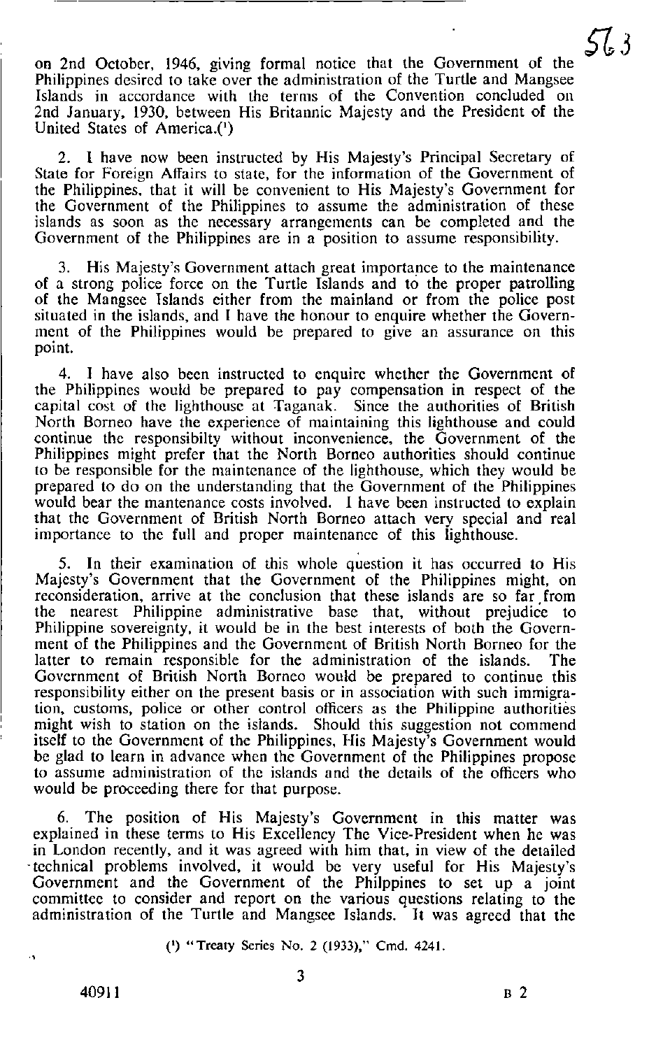on 2nd October, 1946, giving formal notice that the Government of the Philippines desired to take over the administration of the Turtle and Mangsee Islands in accordance with the terms of the Convention concluded on 2nd January, 1930, between His Britannic Majesty and the President of the United States of America.[1]

2. I have now been instructed by His Majesty's Principal Secretary of State for Foreign Affairs to state, for the information of the Government of the Philippines, that it will be convenient to His Majesty's Government for the Government of the Philippines to assume the administration of these islands as soon as the necessary arrangements can be completed and the Government of the Philippines are in a position to assume responsibility.

3. His Majesty's Government attach great importance to the maintenance of a strong police force on the Turtle Islands and to the proper patrolling of the Mangsee Islands either from the mainland or from the police post situated in the islands, and I have the honour to enquire whether the Government of the Philippines would be prepared to give an assurance on this point.

4. I have also been instructed to enquire whether the Government of the Philippines would be prepared to pay compensation in respect of the capital cost of the lighthouse at Taganak. Since the authorities of British North Borneo have the experience of maintaining this lighthouse and could continue the responsibilty without inconvenience, the Government of the Philippines might prefer that the North Borneo authorities should continue to be responsible for the maintenance of the lighthouse, which they would be prepared to do on the understanding that the Government of the Philippines would bear the mantenance costs involved. I have been instructed to explain that the Government of British North Borneo attach very special and real importance to the full and proper maintenance of this lighthouse.

5. In their examination of this whole question it has occurred to His Majesty's Government that the Government of the Philippines might, on reconsideration, arrive at the conclusion that these islands are so far from the nearest Philippine administrative base that, without prejudice to Philippine sovereignty, it would be in the best interests of both the Government of the Philippines and the Government of British North Borneo for the latter to remain responsible for the administration of the islands. The Government of British North Borneo would be prepared to continue this responsibility either on the present basis or in association with such immigration, customs, police or other control officers as the Philippine authorities might wish to station on the islands. Should this suggestion not commend itself to the Government of the Philippines, His Majesty's Government would be glad to learn in advance when the Government of the Philippines propose to assume administration of the islands and the details of the officers who would be proceeding there for that purpose.

6. The position of His Majesty's Government in this matter was explained in these terms to His Excellency The Vice-President when he was in London recently, and it was agreed with him that, in view of the detailed technical problems involved, it would be very useful for His Majesty's Government and the Government of the Philpipines to set up a joint committee to consider and report on the various questions relating to the administration of the Turtle and Mangsee Islands. It was agreed that the

[1] "Treaty Series No. 2 (1933)," Cmd. 4241.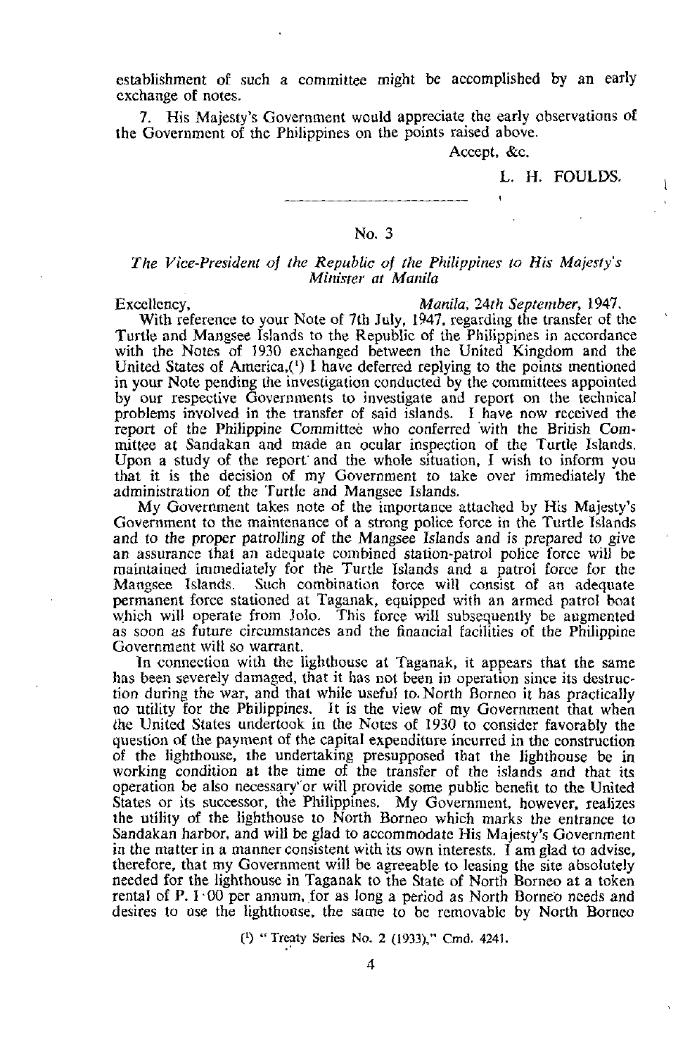establishment of such a committee might be accomplished by an early exchange of notes.

7. His Majesty's Government would appreciate the early observations of the Government of the Philippines on the points raised above.

Accept, &c.

L. H. FOULDS.

---

## No. 3

### *The Vice-President of the Republic of the Philippines to His Majesty's Minister at Manila*

Excellency, *Manila, 24th September*, 1947.

With reference to your Note of 7th July, 1947, regarding the transfer of the Turtle and Mangsee Islands to the Republic of the Philippines in accordance with the Notes of 1930 exchanged between the United Kingdom and the United States of America,(1) I have deferred replying to the points mentioned in your Note pending the investigation conducted by the committees appointed by our respective Governments to investigate and report on the technical problems involved in the transfer of said islands. I have now received the report of the Philippine Committee who conferred with the British Committee at Sandakan and made an ocular inspection of the Turtle Islands. Upon a study of the report and the whole situation, I wish to inform you that it is the decision of my Government to take over immediately the administration of the Turtle and Mangsee Islands.

My Government takes note of the importance attached by His Majesty's Government to the maintenance of a strong police force in the Turtle Islands and to the proper patrolling of the Mangsee Islands and is prepared to give an assurance that an adequate combined station-patrol police force will be maintained immediately for the Turtle Islands and a patrol force for the Mangsee Islands. Such combination force will consist of an adequate permanent force stationed at Taganak, equipped with an armed patrol boat which will operate from Jolo. This force will subsequently be augmented as soon as future circumstances and the financial facilities of the Philippine Government will so warrant.

In connection with the lighthouse at Taganak, it appears that the same has been severely damaged, that it has not been in operation since its destruction during the war, and that while useful to North Borneo it has practically no utility for the Philippines. It is the view of my Government that when the United States undertook in the Notes of 1930 to consider favorably the question of the payment of the capital expenditure incurred in the construction of the lighthouse, the undertaking presupposed that the lighthouse be in working condition at the time of the transfer of the islands and that its operation be also necessary or will provide some public benefit to the United States or its successor, the Philippines. My Government, however, realizes the utility of the lighthouse to North Borneo which marks the entrance to Sandakan harbor, and will be glad to accommodate His Majesty's Government in the matter in a manner consistent with its own interests. I am glad to advise, therefore, that my Government will be agreeable to leasing the site absolutely needed for the lighthouse in Taganak to the State of North Borneo at a token rental of P. 1·00 per annum, for as long a period as North Borneo needs and desires to use the lighthouse, the same to be removable by North Borneo

(1) "Treaty Series No. 2 (1933)," Cmd. 4241.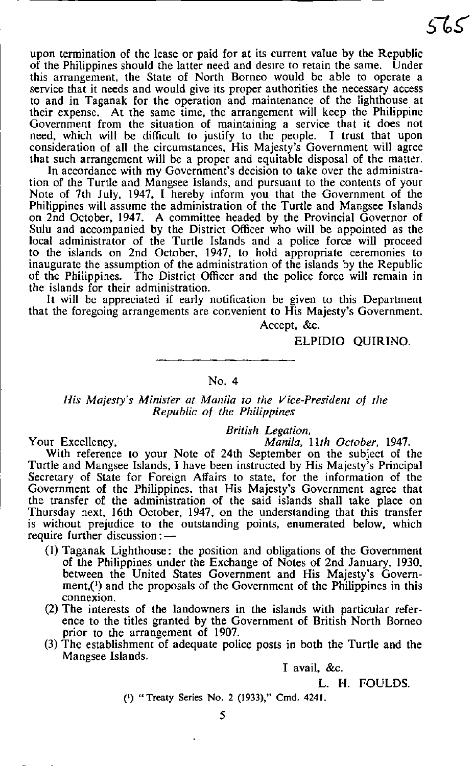upon termination of the lease or paid for at its current value by the Republic of the Philippines should the latter need and desire to retain the same. Under this arrangement, the State of North Borneo would be able to operate a service that it needs and would give its proper authorities the necessary access to and in Taganak for the operation and maintenance of the lighthouse at their expense. At the same time, the arrangement will keep the Philippine Government from the situation of maintaining a service that it does not need, which will be difficult to justify to the people. I trust that upon consideration of all the circumstances, His Majesty's Government will agree that such arrangement will be a proper and equitable disposal of the matter.

In accordance with my Government's decision to take over the administration of the Turtle and Mangsee Islands, and pursuant to the contents of your Note of 7th July, 1947, I hereby inform you that the Government of the Philippines will assume the administration of the Turtle and Mangsee Islands on 2nd October, 1947. A committee headed by the Provincial Governor of Sulu and accompanied by the District Officer who will be appointed as the local administrator of the Turtle Islands and a police force will proceed to the islands on 2nd October, 1947, to hold appropriate ceremonies to inaugurate the assumption of the administration of the islands by the Republic of the Philippines. The District Officer and the police force will remain in the islands for their administration.

It will be appreciated if early notification be given to this Department that the foregoing arrangements are convenient to His Majesty's Government.

Accept, &c.

ELPIDIO QUIRINO.

---

## No. 4

*His Majesty's Minister at Manila to the Vice-President of the Republic of the Philippines*

*British Legation,*
*Manila, 11th October,* 1947.

Your Excellency,

With reference to your Note of 24th September on the subject of the Turtle and Mangsee Islands, I have been instructed by His Majesty's Principal Secretary of State for Foreign Affairs to state, for the information of the Government of the Philippines, that His Majesty's Government agree that the transfer of the administration of the said islands shall take place on Thursday next, 16th October, 1947, on the understanding that this transfer is without prejudice to the outstanding points, enumerated below, which require further discussion:—

(1) Taganak Lighthouse: the position and obligations of the Government of the Philippines under the Exchange of Notes of 2nd January, 1930, between the United States Government and His Majesty's Government,[1] and the proposals of the Government of the Philippines in this connexion.

(2) The interests of the landowners in the islands with particular reference to the titles granted by the Government of British North Borneo prior to the arrangement of 1907.

(3) The establishment of adequate police posts in both the Turtle and the Mangsee Islands.

I avail, &c.

L. H. FOULDS.

[1] "Treaty Series No. 2 (1933)," Cmd. 4241.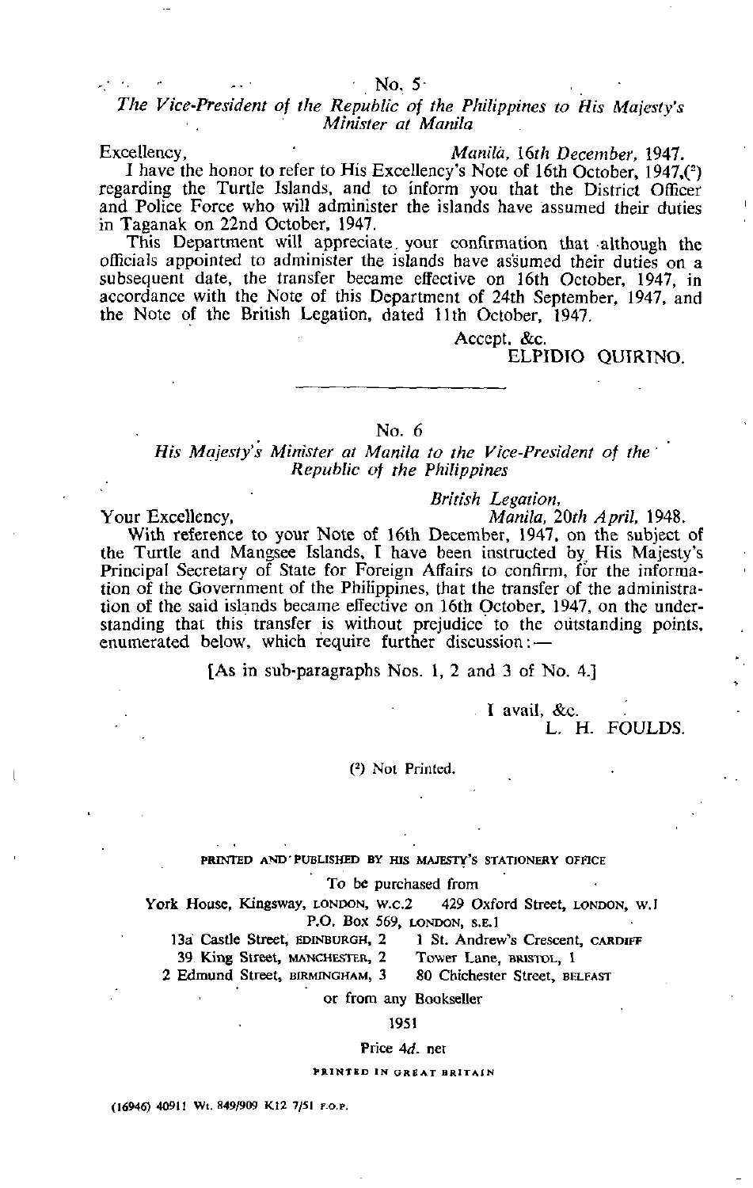## No. 5

*The Vice-President of the Republic of the Philippines to His Majesty's Minister at Manila*

Excellency, *Manila, 16th December, 1947.*

I have the honor to refer to His Excellency's Note of 16th October, 1947,([2]) regarding the Turtle Islands, and to inform you that the District Officer and Police Force who will administer the islands have assumed their duties in Taganak on 22nd October, 1947.

This Department will appreciate your confirmation that although the officials appointed to administer the islands have assumed their duties on a subsequent date, the transfer became effective on 16th October, 1947, in accordance with the Note of this Department of 24th September, 1947, and the Note of the British Legation, dated 11th October, 1947.

Accept, &c.
ELPIDIO QUIRINO.

---

## No. 6

*His Majesty's Minister at Manila to the Vice-President of the Republic of the Philippines*

*British Legation,*
Your Excellency, *Manila, 20th April, 1948.*

With reference to your Note of 16th December, 1947, on the subject of the Turtle and Mangsee Islands, I have been instructed by His Majesty's Principal Secretary of State for Foreign Affairs to confirm, for the information of the Government of the Philippines, that the transfer of the administration of the said islands became effective on 16th October, 1947, on the understanding that this transfer is without prejudice to the outstanding points, enumerated below, which require further discussion:—

[As in sub-paragraphs Nos. 1, 2 and 3 of No. 4.]

I avail, &c.
L. H. FOULDS.

([2]) Not Printed.

PRINTED AND PUBLISHED BY HIS MAJESTY'S STATIONERY OFFICE

To be purchased from

York House, Kingsway, LONDON, W.C.2 — 429 Oxford Street, LONDON, W.1
P.O. Box 569, LONDON, S.E.1
13a Castle Street, EDINBURGH, 2 — 1 St. Andrew's Crescent, CARDIFF
39 King Street, MANCHESTER, 2 — Tower Lane, BRISTOL, 1
2 Edmund Street, BIRMINGHAM, 3 — 80 Chichester Street, BELFAST

or from any Bookseller

1951

Price 4*d*. net

PRINTED IN GREAT BRITAIN

(16946) 40911 Wt. 849/909 K12 7/51 F.O.P.